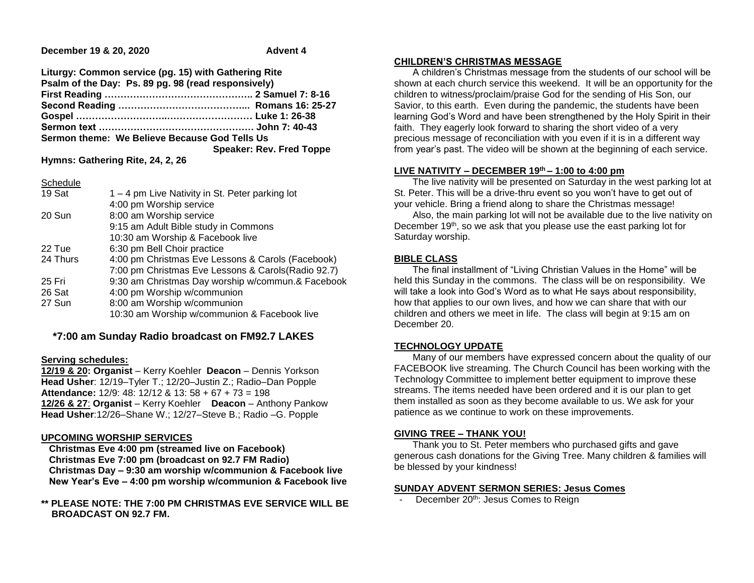**December 19 & 20, 2020 Advent 4**

**Liturgy: Common service (pg. 15) with Gathering Rite**
**Psalm of the Day: Ps. 89 pg. 98 (read responsively)**
**First Reading ……………………………………….. 2 Samuel 7: 8-16**
**Second Reading …………………………………... Romans 16: 25-27**
**Gospel ……………………..……………………… Luke 1: 26-38**
**Sermon text …………………………………………… John 7: 40-43**
**Sermon theme: We Believe Because God Tells Us**
**Speaker: Rev. Fred Toppe**

**Hymns: Gathering Rite, 24, 2, 26**

Schedule

| | |
|---|---|
| 19 Sat | 1 – 4 pm Live Nativity in St. Peter parking lot |
| | 4:00 pm Worship service |
| 20 Sun | 8:00 am Worship service |
| | 9:15 am Adult Bible study in Commons |
| | 10:30 am Worship & Facebook live |
| 22 Tue | 6:30 pm Bell Choir practice |
| 24 Thurs | 4:00 pm Christmas Eve Lessons & Carols (Facebook) |
| | 7:00 pm Christmas Eve Lessons & Carols(Radio 92.7) |
| 25 Fri | 9:30 am Christmas Day worship w/commun.& Facebook |
| 26 Sat | 4:00 pm Worship w/communion |
| 27 Sun | 8:00 am Worship w/communion |
| | 10:30 am Worship w/communion & Facebook live |

**\*7:00 am Sunday Radio broadcast on FM92.7 LAKES**

**Serving schedules:**

**12/19 & 20: Organist** – Kerry Koehler **Deacon** – Dennis Yorkson
**Head Usher**: 12/19–Tyler T.; 12/20–Justin Z.; Radio–Dan Popple
**Attendance:** 12/9: 48: 12/12 & 13: 58 + 67 + 73 = 198
**12/26 & 27**: **Organist** – Kerry Koehler **Deacon** – Anthony Pankow
**Head Usher**:12/26–Shane W.; 12/27–Steve B.; Radio –G. Popple

**UPCOMING WORSHIP SERVICES**

**Christmas Eve 4:00 pm (streamed live on Facebook)**
**Christmas Eve 7:00 pm (broadcast on 92.7 FM Radio)**
**Christmas Day – 9:30 am worship w/communion & Facebook live**
**New Year's Eve – 4:00 pm worship w/communion & Facebook live**

**\*\* PLEASE NOTE: THE 7:00 PM CHRISTMAS EVE SERVICE WILL BE BROADCAST ON 92.7 FM.**

**CHILDREN'S CHRISTMAS MESSAGE**

A children's Christmas message from the students of our school will be shown at each church service this weekend. It will be an opportunity for the children to witness/proclaim/praise God for the sending of His Son, our Savior, to this earth. Even during the pandemic, the students have been learning God's Word and have been strengthened by the Holy Spirit in their faith. They eagerly look forward to sharing the short video of a very precious message of reconciliation with you even if it is in a different way from year's past. The video will be shown at the beginning of each service.

**LIVE NATIVITY – DECEMBER 19th – 1:00 to 4:00 pm**

The live nativity will be presented on Saturday in the west parking lot at St. Peter. This will be a drive-thru event so you won't have to get out of your vehicle. Bring a friend along to share the Christmas message!

Also, the main parking lot will not be available due to the live nativity on December 19th, so we ask that you please use the east parking lot for Saturday worship.

**BIBLE CLASS**

The final installment of "Living Christian Values in the Home" will be held this Sunday in the commons. The class will be on responsibility. We will take a look into God's Word as to what He says about responsibility, how that applies to our own lives, and how we can share that with our children and others we meet in life. The class will begin at 9:15 am on December 20.

**TECHNOLOGY UPDATE**

Many of our members have expressed concern about the quality of our FACEBOOK live streaming. The Church Council has been working with the Technology Committee to implement better equipment to improve these streams. The items needed have been ordered and it is our plan to get them installed as soon as they become available to us. We ask for your patience as we continue to work on these improvements.

**GIVING TREE – THANK YOU!**

Thank you to St. Peter members who purchased gifts and gave generous cash donations for the Giving Tree. Many children & families will be blessed by your kindness!

**SUNDAY ADVENT SERMON SERIES: Jesus Comes**

- December 20th: Jesus Comes to Reign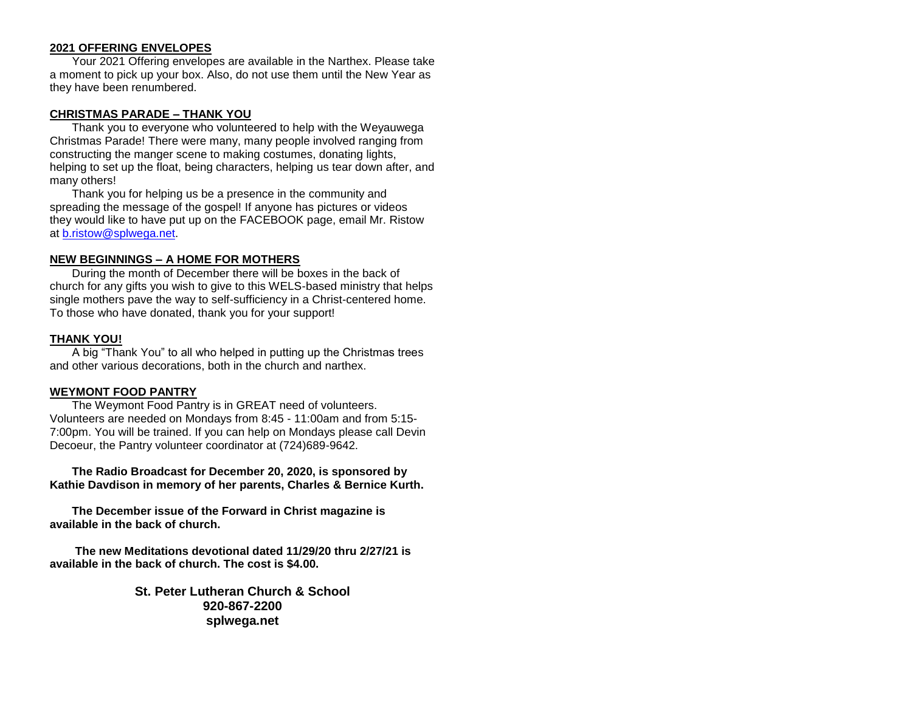## 2021 OFFERING ENVELOPES

Your 2021 Offering envelopes are available in the Narthex. Please take a moment to pick up your box. Also, do not use them until the New Year as they have been renumbered.

## CHRISTMAS PARADE – THANK YOU

Thank you to everyone who volunteered to help with the Weyauwega Christmas Parade! There were many, many people involved ranging from constructing the manger scene to making costumes, donating lights, helping to set up the float, being characters, helping us tear down after, and many others!

Thank you for helping us be a presence in the community and spreading the message of the gospel! If anyone has pictures or videos they would like to have put up on the FACEBOOK page, email Mr. Ristow at b.ristow@splwega.net.

## NEW BEGINNINGS – A HOME FOR MOTHERS

During the month of December there will be boxes in the back of church for any gifts you wish to give to this WELS-based ministry that helps single mothers pave the way to self-sufficiency in a Christ-centered home. To those who have donated, thank you for your support!

## THANK YOU!

A big "Thank You" to all who helped in putting up the Christmas trees and other various decorations, both in the church and narthex.

## WEYMONT FOOD PANTRY

The Weymont Food Pantry is in GREAT need of volunteers. Volunteers are needed on Mondays from 8:45 - 11:00am and from 5:15-7:00pm. You will be trained. If you can help on Mondays please call Devin Decoeur, the Pantry volunteer coordinator at (724)689-9642.

**The Radio Broadcast for December 20, 2020, is sponsored by Kathie Davdison in memory of her parents, Charles & Bernice Kurth.**

**The December issue of the Forward in Christ magazine is available in the back of church.**

**The new Meditations devotional dated 11/29/20 thru 2/27/21 is available in the back of church. The cost is $4.00.**

**St. Peter Lutheran Church & School**
**920-867-2200**
**splwega.net**